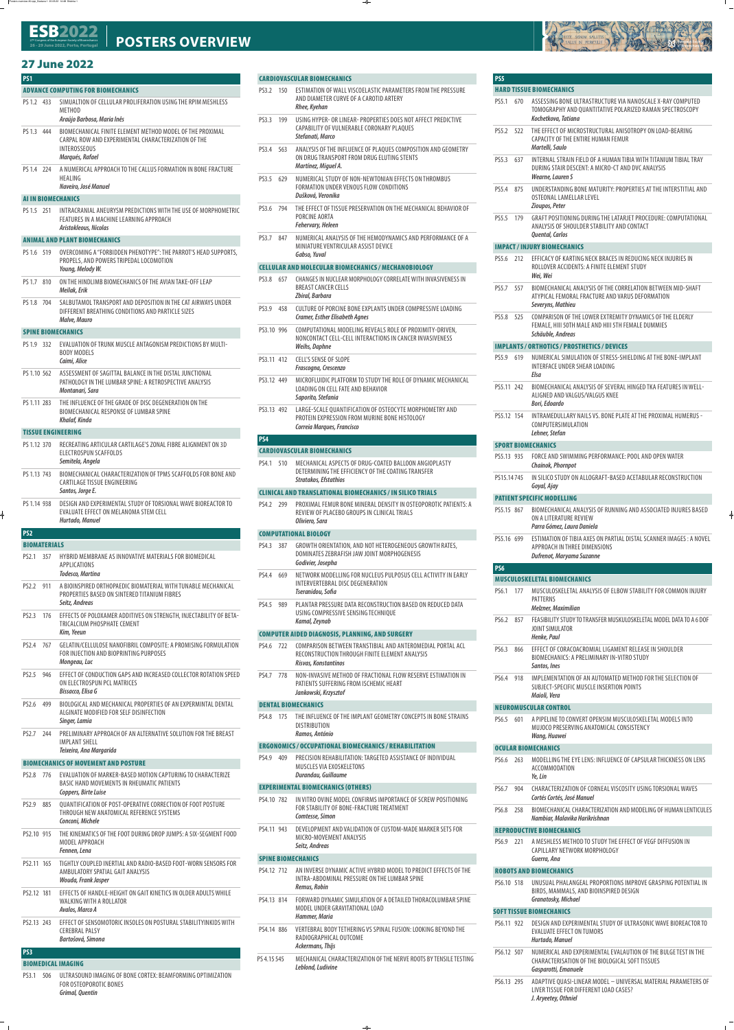# POSTERS OVERVIEW

## 27 June 2022

### PS1

#### ADVANCE COMPUTING FOR BIOMECHANICS

- PS 1.2 433 SIMULATION OF CELLULAR PROLIFERATION USING THE RPIM MESHLESS METHOD
  *Araújo Barbosa, Maria Inês*
- PS 1.3 444 BIOMECHANICAL FINITE ELEMENT METHOD MODEL OF THE PROXIMAL CARPAL ROW AND EXPERIMENTAL CHARACTERIZATION OF THE INTEROSSEOUS
  *Marqués, Rafael*
- PS 1.4 224 A NUMERICAL APPROACH TO THE CALLUS FORMATION IN BONE FRACTURE HEALING
  *Naveiro, José Manuel*

#### AI IN BIOMECHANICS

- PS 1.5 251 INTRACRANIAL ANEURYSM PREDICTIONS WITH THE USE OF MORPHOMETRIC FEATURES IN A MACHINE LEARNING APPROACH
  *Aristokleous, Nicolas*

#### ANIMAL AND PLANT BIOMECHANICS

- PS 1.6 519 OVERCOMING A "FORBIDDEN PHENOTYPE": THE PARROT'S HEAD SUPPORTS, PROPELS, AND POWERS TRIPEDAL LOCOMOTION
  *Young, Melody W.*
- PS 1.7 810 ON THE HINDLIMB BIOMECHANICS OF THE AVIAN TAKE-OFF LEAP
  *Meilak, Erik*
- PS 1.8 704 SALBUTAMOL TRANSPORT AND DEPOSITION IN THE CAT AIRWAYS UNDER DIFFERENT BREATHING CONDITIONS AND PARTICLE SIZES
  *Malve, Mauro*

#### SPINE BIOMECHANICS

- PS 1.9 332 EVALUATION OF TRUNK MUSCLE ANTAGONISM PREDICTIONS BY MULTI-BODY MODELS
  *Caimi, Alice*
- PS 1.10 562 ASSESSMENT OF SAGITTAL BALANCE IN THE DISTAL JUNCTIONAL PATHOLOGY IN THE LUMBAR SPINE: A RETROSPECTIVE ANALYSIS
  *Montanari, Sara*
- PS 1.11 283 THE INFLUENCE OF THE GRADE OF DISC DEGENERATION ON THE BIOMECHANICAL RESPONSE OF LUMBAR SPINE
  *Khalaf, Kinda*

#### TISSUE ENGINEERING

- PS 1.12 370 RECREATING ARTICULAR CARTILAGE'S ZONAL FIBRE ALIGNMENT ON 3D ELECTROSPUN SCAFFOLDS
  *Semitela, Angela*
- PS 1.13 743 BIOMECHANICAL CHARACTERIZATION OF TPMS SCAFFOLDS FOR BONE AND CARTILAGE TISSUE ENGINEERING
  *Santos, Jorge E.*
- PS 1.14 938 DESIGN AND EXPERIMENTAL STUDY OF TORSIONAL WAVE BIOREACTOR TO EVALUATE EFFECT ON MELANOMA STEM CELL
  *Hurtado, Manuel*

### PS2

#### BIOMATERIALS

- PS2.1 357 HYBRID MEMBRANE AS INNOVATIVE MATERIALS FOR BIOMEDICAL APPLICATIONS
  *Todesco, Martina*
- PS2.2 911 A BIOINSPIRED ORTHOPAEDIC BIOMATERIAL WITH TUNABLE MECHANICAL PROPERTIES BASED ON SINTERED TITANIUM FIBRES
  *Seitz, Andreas*
- PS2.3 176 EFFECTS OF POLOXAMER ADDITIVES ON STRENGTH, INJECTABILITY OF BETA-TRICALCIUM PHOSPHATE CEMENT
  *Kim, Yeeun*
- PS2.4 767 GELATIN/CELLULOSE NANOFIBRIL COMPOSITE: A PROMISING FORMULATION FOR INJECTION AND BIOPRINTING PURPOSES
  *Mongeau, Luc*
- PS2.5 946 EFFECT OF CONDUCTION GAPS AND INCREASED COLLECTOR ROTATION SPEED ON ELECTROSPUN PCL MATRICES
  *Bissacco, Elisa G*
- PS2.6 499 BIOLOGICAL AND MECHANICAL PROPERTIES OF AN EXPERIMNTAL DENTAL ALGINATE MODIFIED FOR SELF DISINFECTION
  *Singer, Lamia*
- PS2.7 244 PRELIMINARY APPROACH OF AN ALTERNATIVE SOLUTION FOR THE BREAST IMPLANT SHELL
  *Teixeira, Ana Margarida*

#### BIOMECHANICS OF MOVEMENT AND POSTURE

- PS2.8 776 EVALUATION OF MARKER-BASED MOTION CAPTURING TO CHARACTERIZE BASIC HAND MOVEMENTS IN RHEUMATIC PATIENTS
  *Coppers, Birte Luise*
- PS2.9 885 QUANTIFICATION OF POST-OPERATIVE CORRECTION OF FOOT POSTURE THROUGH NEW ANATOMICAL REFERENCE SYSTEMS
  *Conconi, Michele*
- PS2.10 915 THE KINEMATICS OF THE FOOT DURING DROP JUMPS: A SIX-SEGMENT FOOD MODEL APPROACH
  *Fennen, Lena*
- PS2.11 165 TIGHTLY COUPLED INERTIAL AND RADIO-BASED FOOT-WORN SENSORS FOR AMBULATORY SPATIAL GAIT ANALYSIS
  *Wouda, Frank Jasper*
- PS2.12 181 EFFECTS OF HANDLE-HEIGHT ON GAIT KINETICS IN OLDER ADULTS WHILE WALKING WITH A ROLLATOR
  *Avalos, Marco A*
- PS2.13 243 EFFECT OF SENSOMOTORIC INSOLES ON POSTURAL STABILITYINKIDS WITH CEREBRAL PALSY
  *Bartošová, Simona*

### PS3

#### BIOMEDICAL IMAGING

- PS3.1 506 ULTRASOUND IMAGING OF BONE CORTEX: BEAMFORMING OPTIMIZATION FOR OSTEOPOROTIC BONES
  *Grimal, Quentin*

#### CARDIOVASCULAR BIOMECHANICS

- PS3.2 150 ESTIMATION OF WALL VISCOELASTIC PARAMETERS FROM THE PRESSURE AND DIAMETER CURVE OF A CAROTID ARTERY
  *Rhee, Kyehan*
- PS3.3 199 USING HYPER- OR LINEAR- PROPERTIES DOES NOT AFFECT PREDICTIVE CAPABILITY OF VULNERABLE CORONARY PLAQUES
  *Stefanati, Marco*
- PS3.4 563 ANALYSIS OF THE INFLUENCE OF PLAQUES COMPOSITION AND GEOMETRY ON DRUG TRANSPORT FROM DRUG ELUTING STENTS
  *Martínez, Miguel A.*
- PS3.5 629 NUMERICAL STUDY OF NON-NEWTONIAN EFFECTS ON THROMBUS FORMATION UNDER VENOUS FLOW CONDITIONS
  *Dušková, Veronika*
- PS3.6 794 THE EFFECT OF TISSUE PRESERVATION ON THE MECHANICAL BEHAVIOR OF PORCINE AORTA
  *Fehervary, Heleen*
- PS3.7 847 NUMERICAL ANALYSIS OF THE HEMODYNAMICS AND PERFORMANCE OF A MINIATURE VENTRICULAR ASSIST DEVICE
  *Gabso, Yuval*

#### CELLULAR AND MOLECULAR BIOMECHANICS / MECHANOBIOLOGY

- PS3.8 657 CHANGES IN NUCLEAR MORPHOLOGY CORRELATE WITH INVASIVENESS IN BREAST CANCER CELLS
  *Zbiral, Barbara*
- PS3.9 458 CULTURE OF PORCINE BONE EXPLANTS UNDER COMPRESSIVE LOADING
  *Cramer, Esther Elisabeth Agnes*
- PS3.10 996 COMPUTATIONAL MODELING REVEALS ROLE OF PROXIMITY-DRIVEN, NONCONTACT CELL-CELL INTERACTIONS IN CANCER INVASIVENESS
  *Weihs, Daphne*
- PS3.11 412 CELL'S SENSE OF SLOPE
  *Frascogna, Crescenzo*
- PS3.12 449 MICROFLUIDIC PLATFORM TO STUDY THE ROLE OF DYNAMIC MECHANICAL LOADING ON CELL FATE AND BEHAVIOR
  *Saporito, Stefania*
- PS3.13 492 LARGE-SCALE QUANTIFICATION OF OSTEOCYTE MORPHOMETRY AND PROTEIN EXPRESSION FROM MURINE BONE HISTOLOGY
  *Correia Marques, Francisco*

### PS4

#### CARDIOVASCULAR BIOMECHANICS

- PS4.1 510 MECHANICAL ASPECTS OF DRUG-COATED BALLOON ANGIOPLASTY DETERMINING THE EFFICIENCY OF THE COATING TRANSFER
  *Stratakos, Efstathios*

#### CLINICAL AND TRANSLATIONAL BIOMECHANICS / IN SILICO TRIALS

- PS4.2 299 PROXIMAL FEMUR BONE MINERAL DENSITY IN OSTEOPOROTIC PATIENTS: A REVIEW OF PLACEBO GROUPS IN CLINICAL TRIALS
  *Oliviero, Sara*

#### COMPUTATIONAL BIOLOGY

- PS4.3 387 GROWTH ORIENTATION, AND NOT HETEROGENEOUS GROWTH RATES, DOMINATES ZEBRAFISH JAW JOINT MORPHOGENESIS
  *Godivier, Josepha*
- PS4.4 669 NETWORK MODELLING FOR NUCLEUS PULPOSUS CELL ACTIVITY IN EARLY INTERVERTEBRAL DISC DEGENERATION
  *Tseranidou, Sofia*
- PS4.5 989 PLANTAR PRESSURE DATA RECONSTRUCTION BASED ON REDUCED DATA USING COMPRESSIVE SENSING TECHNIQUE
  *Kamal, Zeynab*

#### COMPUTER AIDED DIAGNOSIS, PLANNING, AND SURGERY

- PS4.6 722 COMPARISON BETWEEN TRANSTIBIAL AND ANTEROMEDIAL PORTAL ACL RECONSTRUCTION THROUGH FINITE ELEMENT ANALYSIS
  *Risvas, Konstantinos*
- PS4.7 778 NON-INVASIVE METHOD OF FRACTIONAL FLOW RESERVE ESTIMATION IN PATIENTS SUFFERING FROM ISCHEMIC HEART
  *Jankowski, Krzysztof*

#### DENTAL BIOMECHANICS

- PS4.8 175 THE INFLUENCE OF THE IMPLANT GEOMETRY CONCEPTS IN BONE STRAINS DISTRIBUTION
  *Ramos, António*

#### ERGONOMICS / OCCUPATIONAL BIOMECHANICS / REHABILITATION

- PS4.9 409 PRECISION REHABILITATION: TARGETED ASSISTANCE OF INDIVIDUAL MUSCLES VIA EXOSKELETONS
  *Durandau, Guillaume*

#### EXPERIMENTAL BIOMECHANICS (OTHERS)

- PS4.10 782 IN VITRO OVINE MODEL CONFIRMS IMPORTANCE OF SCREW POSITIONING FOR STABILITY OF BONE-FRACTURE TREATMENT
  *Comtesse, Simon*
- PS4.11 943 DEVELOPMENT AND VALIDATION OF CUSTOM-MADE MARKER SETS FOR MICRO-MOVEMENT ANALYSIS
  *Seitz, Andreas*

#### SPINE BIOMECHANICS

- PS4.12 712 AN INVERSE DYNAMIC ACTIVE HYBRID MODEL TO PREDICT EFFECTS OF THE INTRA-ABDOMINAL PRESSURE ON THE LUMBAR SPINE
  *Remus, Robin*
- PS4.13 814 FORWARD DYNAMIC SIMULATION OF A DETAILED THORACOLUMBAR SPINE MODEL UNDER GRAVITATIONAL LOAD
  *Hammer, Maria*
- PS4.14 886 VERTEBRAL BODY TETHERING VS SPINAL FUSION: LOOKING BEYOND THE RADIOGRAPHICAL OUTCOME
  *Ackermans, Thijs*
- PS 4.15 545 MECHANICAL CHARACTERIZATION OF THE NERVE ROOTS BY TENSILE TESTING
  *Leblond, Ludivine*

### PS5

#### HARD TISSUE BIOMECHANICS

- PS5.1 670 ASSESSING BONE ULTRASTRUCTURE VIA NANOSCALE X-RAY COMPUTED TOMOGRAPHY AND QUANTITATIVE POLARIZED RAMAN SPECTROSCOPY
  *Kochetkova, Tatiana*
- PS5.2 522 THE EFFECT OF MICROSTRUCTURAL ANISOTROPY ON LOAD-BEARING CAPACITY OF THE ENTIRE HUMAN FEMUR
  *Martelli, Saulo*
- PS5.3 637 INTERNAL STRAIN FIELD OF A HUMAN TIBIA WITH TITANIUM TIBIAL TRAY DURING STAIR DESCENT: A MICRO-CT AND DVC ANALYSIS
  *Wearne, Lauren S*
- PS5.4 875 UNDERSTANDING BONE MATURITY: PROPERTIES AT THE INTERSTITIAL AND OSTEONAL LAMELLAR LEVEL
  *Zioupos, Peter*
- PS5.5 179 GRAFT POSITIONING DURING THE LATARJET PROCEDURE: COMPUTATIONAL ANALYSIS OF SHOULDER STABILITY AND CONTACT
  *Quental, Carlos*

#### IMPACT / INJURY BIOMECHANICS

- PS5.6 212 EFFICACY OF KARTING NECK BRACES IN REDUCING NECK INJURIES IN ROLLOVER ACCIDENTS: A FINITE ELEMENT STUDY
  *Wei, Wei*
- PS5.7 557 BIOMECHANICAL ANALYSIS OF THE CORRELATION BETWEEN MID-SHAFT ATYPICAL FEMORAL FRACTURE AND VARUS DEFORMATION
  *Severyns, Mathieu*
- PS5.8 525 COMPARISON OF THE LOWER EXTREMITY DYNAMICS OF THE ELDERLY FEMALE, HIII 50TH MALE AND HIII 5TH FEMALE DUMMIES
  *Schäuble, Andreas*

#### IMPLANTS / ORTHOTICS / PROSTHETICS / DEVICES

- PS5.9 619 NUMERICAL SIMULATION OF STRESS-SHIELDING AT THE BONE-IMPLANT INTERFACE UNDER SHEAR LOADING
  *Elsa*
- PS5.11 242 BIOMECHANICAL ANALYSIS OF SEVERAL HINGED TKA FEATURES IN WELL-ALIGNED AND VALGUS/VALGUS KNEE
  *Bori, Edoardo*
- PS5.12 154 INTRAMEDULLARY NAILS VS. BONE PLATE AT THE PROXIMAL HUMERUS - COMPUTERSIMULATION
  *Lehner, Stefan*

#### SPORT BIOMECHANICS

- PS5.13 935 FORCE AND SWIMMING PERFORMANCE: POOL AND OPEN WATER
  *Chainok, Phornpot*
- PS15.14 745 IN SILICO STUDY ON ALLOGRAFT-BASED ACETABULAR RECONSTRUCTION
  *Goyal, Ajay*

#### PATIENT SPECIFIC MODELLING

- PS5.15 867 BIOMECHANICAL ANALYSIS OF RUNNING AND ASSOCIATED INJURES BASED ON A LITERATURE REVIEW
  *Parra Gómez, Laura Daniela*
- PS5.16 699 ESTIMATION OF TIBIA AXES ON PARTIAL DISTAL SCANNER IMAGES : A NOVEL APPROACH IN THREE DIMENSIONS
  *Dufrenot, Maryama Suzanne*

### PS6

#### MUSCULOSKELETAL BIOMECHANICS

- PS6.1 177 MUSCULOSKELETAL ANALYSIS OF ELBOW STABILITY FOR COMMON INJURY PATTERNS
  *Melzner, Maximilian*
- PS6.2 857 FEASIBILITY STUDY TO TRANSFER MUSKULOSKELETAL MODEL DATA TO A 6 DOF JOINT SIMULATOR
  *Henke, Paul*
- PS6.3 866 EFFECT OF CORACOACROMIAL LIGAMENT RELEASE IN SHOULDER BIOMECHANICS: A PRELIMINARY IN-VITRO STUDY
  *Santos, Ines*
- PS6.4 918 IMPLEMENTATION OF AN AUTOMATED METHOD FOR THE SELECTION OF SUBJECT-SPECIFIC MUSCLE INSERTION POINTS
  *Maioli, Vera*

#### NEUROMUSCULAR CONTROL

- PS6.5 601 A PIPELINE TO CONVERT OPENSIM MUSCULOSKELETAL MODELS INTO MUJOCO PRESERVING ANATOMICAL CONSISTENCY
  *Wang, Huawei*

#### OCULAR BIOMECHANICS

- PS6.6 263 MODELLING THE EYE LENS: INFLUENCE OF CAPSULAR THICKNESS ON LENS ACCOMMODATION
  *Ye, Lin*
- PS6.7 904 CHARACTERIZATION OF CORNEAL VISCOSITY USING TORSIONAL WAVES
  *Cortés Cortés, José Manuel*
- PS6.8 258 BIOMECHANICAL CHARACTERIZATION AND MODELING OF HUMAN LENTICULES
  *Nambiar, Malavika Harikrishnan*

#### REPRODUCTIVE BIOMECHANICS

- PS6.9 221 A MESHLESS METHOD TO STUDY THE EFFECT OF VEGF DIFFUSION IN CAPILLARY NETWORK MORPHOLOGY
  *Guerra, Ana*

#### ROBOTS AND BIOMECHANICS

- PS6.10 518 UNUSUAL PHALANGEAL PROPORTIONS IMPROVE GRASPING POTENTIAL IN BIRDS, MAMMALS, AND BIOINSPIRED DESIGN
  *Granatosky, Michael*

#### SOFT TISSUE BIOMECHANICS

- PS6.11 922 DESIGN AND EXPERIMENTAL STUDY OF ULTRASONIC WAVE BIOREACTOR TO EVALUATE EFFECT ON TUMORS
  *Hurtado, Manuel*
- PS6.12 507 NUMERICAL AND EXPERIMENTAL EVALAUTION OF THE BULGE TEST IN THE CHARACTERISATION OF THE BIOLOGICAL SOFT TISSUES
  *Gasparotti, Emanuele*
- PS6.13 295 ADAPTIVE QUASI-LINEAR MODEL – UNIVERSAL MATERIAL PARAMETERS OF LIVER TISSUE FOR DIFFERENT LOAD CASES?
  *J. Aryeetey, Othniel*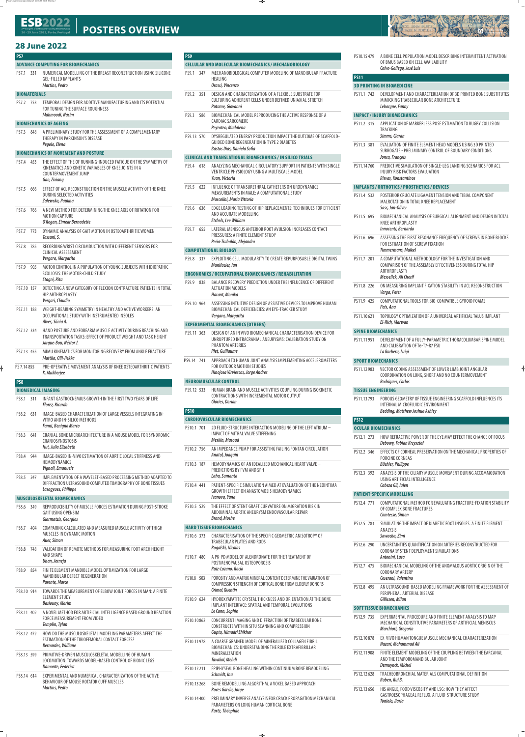# POSTERS OVERVIEW

## 28 June 2022

### PS7

#### ADVANCE COMPUTING FOR BIOMECHANICS

PS7.1 331 NUMERICAL MODELLING OF THE BREAST RECONSTRUCTION USING SILICONE GEL-FILLED IMPLANTS
*Martins, Pedro*

#### BIOMATERIALS

PS7.2 753 TEMPORAL DESIGN FOR ADDITIVE MANUFACTURING AND ITS POTENTIAL FOR TUNING THE SURFACE ROUGHNESS
*Mahmoodi, Nasim*

#### BIOMECHANICS OF AGEING

PS7.3 848 A PRELIMINARY STUDY FOR THE ASSESSMENT OF A COMPLEMENTARY THERAPY IN PARKINSON'S DISEASE
*Pegolo, Elena*

#### BIOMECHANICS OF MOVEMENT AND POSTURE

PS7.4 453 THE EFFECT OF THE OF RUNNING-INDUCED FATIGUE ON THE SYMMETRY OF KINEMATICS AND KINETIC VARIABLES OF KNEE JOINTS IN A COUNTERMOVEMENT JUMP
*Gao, Zixiang*

PS7.5 666 EFFECT OF ACL RECONSTRUCTION ON THE MUSCLE ACTIVITY OF THE KNEE DURING SELECTED ACTIVITIES
*Zalewska, Paulina*

PS7.6 766 A NEW METHOD FOR DETERMINING THE KNEE AXIS OF ROTATION FOR MOTION CAPTURE
*O'Regan, Eimear Bernadette*

PS7.7 773 DYNAMIC ANALYSIS OF GAIT MOTION IN OSTEOARTHRITIC WOMEN
*Tassani, S.*

PS7.8 785 RECORDING WRIST CIRCUMDUCTION WITH DIFFERENT SENSORS FOR CLINICAL ASSESSMENT
*Vergara, Margarita*

PS7.9 905 MOTOR CONTROL IN A POPULATION OF YOUNG SUBJECTS WITH IDIOPATHIC SCOLIOSIS: THE MOTOR-CHILD STUDY
*Stagni, Rita*

PS7.10 157 DETECTING A NEW CATEGORY OF FLEXION CONTRACTURE PATIENTS IN TOTAL HIP ARTHROPLASTY
*Vergari, Claudio*

PS7.11 188 WEIGHT-BEARING SYMMETRY IN HEALTHY AND ACTIVE WORKERS: AN OCCUPATIONAL STUDY WITH INSTRUMENTED INSOLES
*Alves, Sónia A.*

PS7.12 334 HAND POSTURE AND FOREARM MUSCLE ACTIVITY DURING REACHING AND TRANSPORTATION TASKS: EFFECT OF PRODUCT WEIGHT AND TASK HEIGHT
*Jarque-Bou, Néstor J.*

PS7.13 455 MIMU KINEMATICS FOR MONITORING RECOVERY FROM ANKLE FRACTURE
*Mattila, Olli-Pekka*

PS 7.14 855 PRE-OPERATIVE MOVEMENT ANALYSIS OF KNEE OSTEOARTHRITIC PATIENTS
*K. Mukherjee*

### PS8

#### BIOMEDICAL IMAGING

PS8.1 311 INFANT GASTROCNEMIUS GROWTH IN THE FIRST TWO YEARS OF LIFE
*Florez, Ricardo*

PS8.2 631 IMAGE-BASED CHARACTERIZATION OF LARGE VESSELS INTEGRATING IN-VITRO AND IN-SILICO METHODS
*Fanni, Benigno Marco*

PS8.3 641 CRANIAL BONE MICROARCHITECTURE IN A MOUSE MODEL FOR SYNDROMIC CRANIOSYNOSTOSIS
*Hut, Julia Elizabeth*

PS8.4 944 IMAGE-BASED IN-VIVO ESTIMATION OF AORTIC LOCAL STIFFNESS AND HEMODYNAMICS
*Vignali, Emanuele*

PS8.5 247 IMPLEMENTATION OF A WAVELET-BASED PROCESSING METHOD ADAPTED TO DIFFRACTION ULTRASOUND COMPUTED TOMOGRAPHY OF BONE TISSUES
*Lasaygues, Philippe*

#### MUSCULOSKELETAL BIOMECHANICS

PS8.6 349 REPRODUCIBILITY OF MUSCLE FORCES ESTIMATION DURING POST-STROKE GAIT USING OPENSIM
*Giarmatzis, Georgios*

PS8.7 404 COMPARING CALCULATED AND MEASURED MUSCLE ACTIVITY OF THIGH MUSCLES IN DYNAMIC MOTION
*Auer, Simon*

PS8.8 748 VALIDATION OF REMOTE METHODS FOR MEASURING FOOT ARCH HEIGHT AND SHAPE
*Uhan, Jerneja*

PS8.9 854 FINITE ELEMENT MANDIBLE MODEL OPTIMIZATION FOR LARGE MANDIBULAR DEFECT REGENERATION
*Parente, Marco*

PS8.10 914 TOWARDS THE MEASUREMENT OF ELBOW JOINT FORCES IN MAN: A FINITE ELEMENT STUDY
*Basiouny, Marim*

PS8.11 402 A NOVEL METHOD FOR ARTIFICIAL INTELLIGENCE BASED GROUND REACTION FORCE MEASUREMENT FROM VIDEO
*Templin, Tylan*

PS8.12 472 HOW DO THE MUSCULOSKELETAL MODELING PARAMETERS AFFECT THE ESTIMATION OF THE TIBIOFEMORAL CONTACT FORCES?
*Bernardes, Williane*

PS8.13 599 PRIMITIVE-DRIVEN MUSCULOSKELETAL MODELLING OF HUMAN LOCOMOTION: TOWARDS MODEL-BASED CONTROL OF BIONIC LEGS
*Damonte, Federica*

PS8.14 614 EXPERIMENTAL AND NUMERICAL CHARACTERIZATION OF THE ACTIVE BEHAVIOUR OF MOUSE ROTATOR CUFF MUSCLES
*Martins, Pedro*

### PS9

#### CELLULAR AND MOLECULAR BIOMECHANICS / MECHANOBIOLOGY

PS9.1 347 MECHANOBIOLOGICAL COMPUTER MODELING OF MANDIBULAR FRACTURE HEALING
*Orassi, Vincenzo*

PS9.2 351 DESIGN AND CHARACTERIZATION OF A FLEXIBLE SUBSTRATE FOR CULTURING ADHERENT CELLS UNDER DEFINED UNIAXIAL STRETCH
*Putame, Giovanni*

PS9.3 586 BIOMECHANICAL MODEL REPRODUCING THE ACTIVE RESPONSE OF A CARDIAC SARCOMERE
*Peyroteo, Madalena*

PS9.13 570 DYSREGULATED ENERGY PRODUCTION IMPACT THE OUTCOME OF SCAFFOLD-GUIDED BONE REGENERATION IN TYPE 2 DIABETES
*Bastos Dias, Daniela Sofia*

#### CLINICAL AND TRANSLATIONAL BIOMECHANICS / IN SILICO TRIALS

PS9.4 618 ANALYZING MECHANICAL CIRCULATORY SUPPORT IN PATIENTS WITH SINGLE VENTRICLE PHYSIOLOGY USING A MULTISCALE MODEL
*Yuan, Victoria*

PS9.5 622 INFLUENCE OF TRANSURETHRAL CATHETERS ON URODYNAMICS MEASUREMENTS IN MALE: A COMPUTATIONAL STUDY
*Mascolini, Maria Vittoria*

PS9.6 636 EDGE LOADING TESTING OF HIP REPLACEMENTS: TECHNIQUES FOR EFFICIENT AND ACCURATE MODELLING
*Etchels, Lee William*

PS9.7 655 LATERAL MENISCUS ANTERIOR ROOT AVULSION INCREASES CONTACT PRESSURES: A FINITE ELEMENT STUDY
*Peña-Trabalón, Alejandro*

#### COMPUTATIONAL BIOLOGY

PS9.8 337 EXPLOITING CELL MODULARITY TO CREATE REPURPOSABLE DIGITAL TWINS
*Manifacier, Ian*

#### ERGONOMICS / OCCUPATIONAL BIOMECHANICS / REHABILITATION

PS9.9 838 BALANCE RECOVERY PREDICTION UNDER THE INFLUCENCE OF DIFFERENT ACTUATION MODELS
*Harant, Monika*

PS9.10 964 ASSESSING INTUITIVE DESIGN OF ASSISTIVE DEVICES TO IMPROVE HUMAN BIOMECHANICAL DEFICIENCIES: AN EYE-TRACKER STUDY
*Vergara, Margarita*

#### EXPERIMENTAL BIOMECHANICS (OTHERS)

PS9.11 363 DESIGN OF AN IN VIVO BIOMECHANICAL CHARACTERISATION DEVICE FOR UNRUPTURED INTRACRANIAL ANEURYSMS: CALIBRATION STUDY ON PHANTOM ARTERIES
*Plet, Guillaume*

PS9.14 741 APPROACH TO HUMAN JOINT ANALYSIS IMPLEMENTING ACCELEROMETERS FOR OUTDOOR MOTION STUDIES
*Hinojosa Virviescas, Jorge Andres*

#### NEUROMUSCULAR CONTROL

PS9.12 533 HUMAN BRAIN AND MUSCLE ACTIVITIES COUPLING DURING ISOKINETIC CONTRACTIONS WITH INCREMENTAL MOTOR OUTPUT
*Glories, Dorian*

### PS10

#### CARDIOVASCULAR BIOMECHANICS

PS10.1 701 2D FLUID-STRUCTURE INTERACTION MODELING OF THE LEFT ATRIUM – IMPACT OF MITRAL VALVE STIFFENING
*Meskin, Masoud*

PS10.2 756 AN IMPEDANCE PUMP FOR ASSISTING FAILING FONTAN CIRCULATION
*Anatol, Joaquín*

PS10.3 187 HEMODYNAMICS OF AN IDEALIZED MECHANICAL HEART VALVE – PREDICTIONS BY FVM AND SPH
*Laha, Sumanta*

PS10.4 441 PATIENT-SPECIFIC SIMULATION AIMED AT EVALUATION OF THE NEOINTIMA GROWTH EFFECT ON ANASTOMOSIS HEMODYNAMICS
*Ivanova, Yana*

PS10.5 529 THE EFFECT OF STENT GRAFT CURVATURE ON MIGRATION RISK IN ABDOMINAL AORTIC ANEURYSM ENDOVASCULAR REPAIR
*Brand, Moshe*

#### HARD TISSUE BIOMECHANICS

PS10.6 373 CHARACTERISATION OF THE SPECIFIC GEOMETRIC ANISOTROPY OF TRABECULAR PLATES AND RODS
*Rogalski, Nicolas*

PS10.7 480 A PK-PD MODEL OF ALENDRONATE FOR THE TREATMENT OF POSTMENOPAUSAL OSTEOPOROSIS
*Ruiz-Lozano, Rocío*

PS10.8 503 POROSITY AND MATRIX MINERAL CONTENT DETERMINE THE VARIATION OF COMPRESSION STRENGTH OF CORTICAL BONE FROM ELDERLY DONORS
*Grimal, Quentin*

PS10.9 624 HYDROXYAPATITE CRYSTAL THICKNESS AND ORIENTATION AT THE BONE IMPLANT INTERFACE: SPATIAL AND TEMPORAL EVOLUTIONS
*Le Cann, Sophie*

PS10.10 862 CONCURRENT IMAGING AND DIFFRACTION OF TRABECULAR BONE CONSTRUCTS WITH IN SITU SCANNING AND COMPRESSION
*Gupta, Himadri Shikhar*

PS10.11 978 A COARSE GRAINED MODEL OF MINERALISED COLLAGEN FIBRIL BIOMECHANICS: UNDERSTANDING THE ROLE EXTRAFIBRILLAR MINERALIZATION
*Tavakol, Mehdi*

PS10.12 211 EPIPHYSEAL BONE HEALING WITHIN CONTINUUM BONE REMODELING
*Schmidt, Ina*

PS10.13 268 BONE REMODELLING ALGORITHM. A VOXEL BASED APPROACH
*Roces García, Jorge*

PS10.14 400 PRELIMINARY INVERSE ANALYSIS FOR CRACK PROPAGATION MECHANICAL PARAMETERS ON LONG HUMAN CORTICAL BONE
*Kurtz, Théophile*

PS10.15 479 A BONE CELL POPULATION MODEL DESCRIBING INTERMITTENT ACTIVATION OF BMUS BASED ON CELL AVAILABILITY
*Calvo-Gallego, José Luis*

### PS11

#### 3D PRINTING IN BIOMEDICINE

PS11.1 742 DEVELOPMENT AND CHARACTERIZATION OF 3D PRINTED BONE SUBSTITUTES MIMICKING TRABECULAR BONE ARCHITECTURE
*Leborgne, Fanny*

#### IMPACT / INJURY BIOMECHANICS

PS11.2 315 APPLICATION OF MARKERLESS POSE ESTIMATION TO RUGBY COLLISION TRACKING
*Simms, Ciaran*

PS11.3 381 EVALUATION OF FINITE ELEMENT HEAD MODELS USING 3D PRINTED SURROGATE - PRELIMINARY CONTROL OF BOUNDARY CONDITIONS
*Jonca, François*

PS11.14 760 PREDICTIVE SIMULATION OF SINGLE-LEG LANDING SCENARIOS FOR ACL INJURY RISK FACTORS EVALUATION
*Risvas, Konstantinos*

#### IMPLANTS / ORTHOTICS / PROSTHETICS / DEVICES

PS11.4 532 POSTERIOR CRUCIATE LIGAMENT TENSION AND TIBIAL COMPONENT MALROTATION IN TOTAL KNEE REPLACEMENT
*Sass, Jan-Oliver*

PS11.5 695 BIOMECHANICAL ANALYSIS OF SURGICAL ALIGNMENT AND DESIGN IN TOTAL KNEE ARTHROPLASTY
*Innocenti, Bernardo*

PS11.6 696 ASSESSING THE FIRST RESONANCE FREQUENCY OF SCREWS IN BONE BLOCKS FOR ESTIMATION OF SCREW FIXATION
*Timmermans, Maikel*

PS11.7 201 A COMPUTATIONAL METHODOLOGY FOR THE INVESTIGATION AND COMPARISON OF THE ASSEMBLY EFFECTIVENESS DURING TOTAL HIP ARTHROPLASTY
*Messellek, Ali Cherif*

PS11.8 226 ON MEASURING IMPLANT FIXATION STABILITY IN ACL RECONSTRUCTION
*Varga, Peter*

PS11.9 425 COMPUTATIONAL TOOLS FOR BIO-COMPATIBLE GYROID FOAMS
*Pais, Ana*

PS11.10 621 TOPOLOGY OPTIMIZATION OF A UNIVERSAL ARTIFICIAL TALUS IMPLANT
*El-Rich, Marwan*

#### SPINE BIOMECHANICS

PS11.11 951 DEVELOPMENT OF A FULLY-PARAMETRIC THORACOLUMBAR SPINE MODEL AND CALIBRATION OF T6-T7-R7 FSU
*La Barbera, Luigi*

#### SPORT BIOMECHANICS

PS11.12 983 VECTOR CODING ASSESSMENT OF LOWER LIMB JOINT ANGULAR COORDINATION ON LONG, SHORT AND NO COUNTERMOVEMENT
*Rodrigues, Carlos*

#### TISSUE ENGINEERING

PS11.13 793 POROUS GEOMETRY OF TISSUE ENGINEERING SCAFFOLD INFLUENCES ITS INTERNAL MICROFLUIDIC ENVIRONMENT
*Bedding, Matthew Joshua Ashley*

### PS12

#### OCULAR BIOMECHANICS

PS12.1 273 HOW REFRACTIVE POWER OF THE EYE MAY EFFECT THE CHANGE OF FOCUS
*Debowy, Fabian Krzysztof*

PS12.2 346 EFFECTS OF CORNEAL PRESERVATION ON THE MECHANICAL PROPERTIES OF PORCINE CORNEAS
*Büchler, Philippe*

PS12.3 392 ANALYSIS OF THE CILIARY MUSCLE MOVEMENT DURING ACCOMMODATION USING ARTIFICIAL INTELLIGENCE
*Cabeza Gil, Iulen*

#### PATIENT-SPECIFIC MODELLING

PS12.4 771 COMPUTATIONAL METHOD FOR EVALUATING FRACTURE-FIXATION STABILITY OF COMPLEX BONE FRACTURES
*Comtesse, Simon*

PS12.5 783 SIMULATING THE IMPACT OF DIABETIC FOOT INSOLES: A FINITE ELEMENT ANALYSIS
*Sawacha, Zimi*

PS12.6 290 UNCERTAINTIES QUANTIFICATION ON ARTERIES RECONSTRUCTED FOR CORONARY STENT DEPLOYMENT SIMULATIONS
*Antonini, Luca*

PS12.7 475 BIOMECHANICAL MODELING OF THE ANOMALOUS AORTIC ORIGIN OF THE CORONARY ARTERY
*Ceserani, Valentina*

PS12.8 495 AN ULTRASOUND-BASED MODELING FRAMEWORK FOR THE ASSESSMENT OF PERIPHERAL ARTERIAL DISEASE
*Gillissen, Milan*

#### SOFT TISSUE BIOMECHANICS

PS12.9 735 EXPERIMENTAL PROCEDURE AND FINITE ELEMENT ANALYSIS TO MAP MECHANICAL CONSTITUTIVE PARAMETERS OF ARTIFICIAL MENISCUS
*Marchiori, Gregorio*

PS12.10 878 EX-VIVO HUMAN TONGUE MUSCLE MECHANICAL CHARACTERIZATION
*Nazari, Mohammad Ali*

PS12.11 908 FINITE ELEMENT MODELING OF THE COUPLING BETWEEN THE EARCANAL AND THE TEMPOROMANDIBULAR JOINT
*Demuynck, Michel*

PS12.12 628 TRACHEOBRONCHIAL MATERIALS COMPUTATIONAL DEFINITION
*Ruben, Rui B.*

PS12.13 656 HIS ANGLE, FOOD VISCOSITY AND LSG: HOW THEY AFFECT GASTROESOPHAGEAL REFLUX. A FLUID-STRUCTURE STUDY
*Toniolo, Ilaria*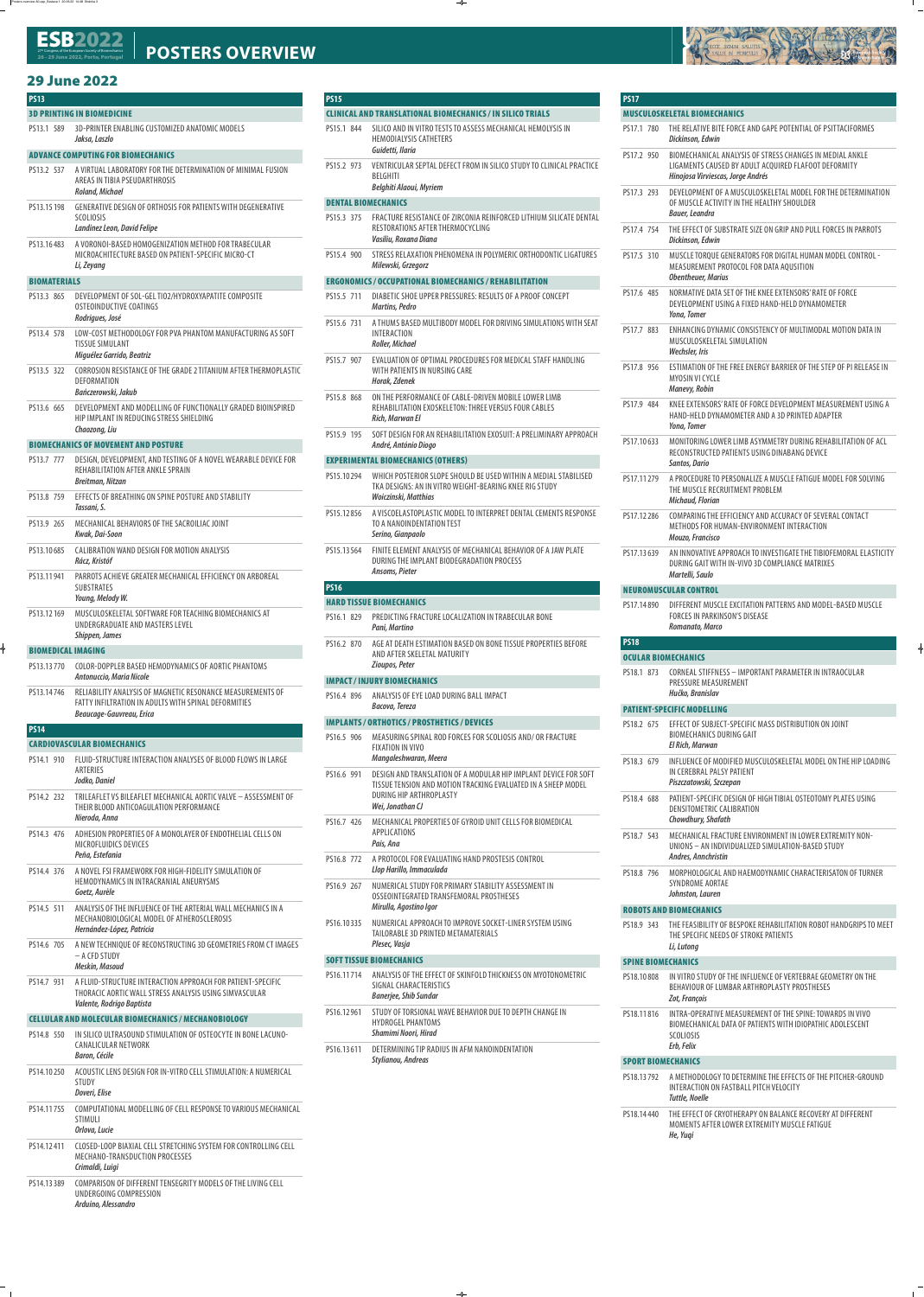# POSTERS OVERVIEW

## 29 June 2022

### PS13

#### 3D PRINTING IN BIOMEDICINE

| | | |
|---|---|---|
| PS13.1 | 589 | 3D-PRINTER ENABLING CUSTOMIZED ANATOMIC MODELS<br>*Jaksa, Laszlo* |

#### ADVANCE COMPUTING FOR BIOMECHANICS

| | | |
|---|---|---|
| PS13.2 | 537 | A VIRTUAL LABORATORY FOR THE DETERMINATION OF MINIMAL FUSION AREAS IN TIBIA PSEUDARTHROSIS<br>*Roland, Michael* |
| PS13.15 | 198 | GENERATIVE DESIGN OF ORTHOSIS FOR PATIENTS WITH DEGENERATIVE SCOLIOSIS<br>*Landinez Leon, David Felipe* |
| PS13.16 | 483 | A VORONOI-BASED HOMOGENIZATION METHOD FOR TRABECULAR MICROACHITECTURE BASED ON PATIENT-SPECIFIC MICRO-CT<br>*Li, Zeyang* |

#### BIOMATERIALS

| | | |
|---|---|---|
| PS13.3 | 865 | DEVELOPMENT OF SOL-GEL TIO2/HYDROXYAPATITE COMPOSITE OSTEOINDUCTIVE COATINGS<br>*Rodrigues, José* |
| PS13.4 | 578 | LOW-COST METHODOLOGY FOR PVA PHANTOM MANUFACTURING AS SOFT TISSUE SIMULANT<br>*Miguélez Garrido, Beatriz* |
| PS13.5 | 322 | CORROSION RESISTANCE OF THE GRADE 2 TITANIUM AFTER THERMOPLASTIC DEFORMATION<br>*Bańczerowski, Jakub* |
| PS13.6 | 665 | DEVELOPMENT AND MODELLING OF FUNCTIONALLY GRADED BIOINSPIRED HIP IMPLANT IN REDUCING STRESS SHIELDING<br>*Chaozong, Liu* |

#### BIOMECHANICS OF MOVEMENT AND POSTURE

| | | |
|---|---|---|
| PS13.7 | 777 | DESIGN, DEVELOPMENT, AND TESTING OF A NOVEL WEARABLE DEVICE FOR REHABILITATION AFTER ANKLE SPRAIN<br>*Breitman, Nitzan* |
| PS13.8 | 759 | EFFECTS OF BREATHING ON SPINE POSTURE AND STABILITY<br>*Tassani, S.* |
| PS13.9 | 265 | MECHANICAL BEHAVIORS OF THE SACROILIAC JOINT<br>*Kwak, Dai-Soon* |
| PS13.10 | 685 | CALIBRATION WAND DESIGN FOR MOTION ANALYSIS<br>*Rácz, Kristóf* |
| PS13.11 | 941 | PARROTS ACHIEVE GREATER MECHANICAL EFFICIENCY ON ARBOREAL SUBSTRATES<br>*Young, Melody W.* |
| PS13.12 | 169 | MUSCULOSKELETAL SOFTWARE FOR TEACHING BIOMECHANICS AT UNDERGRADUATE AND MASTERS LEVEL<br>*Shippen, James* |

#### BIOMEDICAL IMAGING

| | | |
|---|---|---|
| PS13.13 | 770 | COLOR-DOPPLER BASED HEMODYNAMICS OF AORTIC PHANTOMS<br>*Antonuccio, Maria Nicole* |
| PS13.14 | 746 | RELIABILITY ANALYSIS OF MAGNETIC RESONANCE MEASUREMENTS OF FATTY INFILTRATION IN ADULTS WITH SPINAL DEFORMITIES<br>*Beaucage-Gauvreau, Erica* |

### PS14

#### CARDIOVASCULAR BIOMECHANICS

| | | |
|---|---|---|
| PS14.1 | 910 | FLUID-STRUCTURE INTERACTION ANALYSES OF BLOOD FLOWS IN LARGE ARTERIES<br>*Jodko, Daniel* |
| PS14.2 | 232 | TRILEAFLET VS BILEAFLET MECHANICAL AORTIC VALVE – ASSESSMENT OF THEIR BLOOD ANTICOAGULATION PERFORMANCE<br>*Nieroda, Anna* |
| PS14.3 | 476 | ADHESION PROPERTIES OF A MONOLAYER OF ENDOTHELIAL CELLS ON MICROFLUIDICS DEVICES<br>*Peña, Estefanía* |
| PS14.4 | 376 | A NOVEL FSI FRAMEWORK FOR HIGH-FIDELITY SIMULATION OF HEMODYNAMICS IN INTRACRANIAL ANEURYSMS<br>*Goetz, Aurèle* |
| PS14.5 | 511 | ANALYSIS OF THE INFLUENCE OF THE ARTERIAL WALL MECHANICS IN A MECHANOBIOLOGICAL MODEL OF ATHEROSCLEROSIS<br>*Hernández-López, Patricia* |
| PS14.6 | 705 | A NEW TECHNIQUE OF RECONSTRUCTING 3D GEOMETRIES FROM CT IMAGES – A CFD STUDY<br>*Meskin, Masoud* |
| PS14.7 | 931 | A FLUID-STRUCTURE INTERACTION APPROACH FOR PATIENT-SPECIFIC THORACIC AORTIC WALL STRESS ANALYSIS USING SIMVASCULAR<br>*Valente, Rodrigo Baptista* |

#### CELLULAR AND MOLECULAR BIOMECHANICS / MECHANOBIOLOGY

| | | |
|---|---|---|
| PS14.8 | 550 | IN SILICO ULTRASOUND STIMULATION OF OSTEOCYTE IN BONE LACUNO-CANALICULAR NETWORK<br>*Baron, Cécile* |
| PS14.10 | 250 | ACOUSTIC LENS DESIGN FOR IN-VITRO CELL STIMULATION: A NUMERICAL STUDY<br>*Doveri, Elise* |
| PS14.11 | 755 | COMPUTATIONAL MODELLING OF CELL RESPONSE TO VARIOUS MECHANICAL STIMULI<br>*Orlova, Lucie* |
| PS14.12 | 411 | CLOSED-LOOP BIAXIAL CELL STRETCHING SYSTEM FOR CONTROLLING CELL MECHANO-TRANSDUCTION PROCESSES<br>*Crimaldi, Luigi* |
| PS14.13 | 389 | COMPARISON OF DIFFERENT TENSEGRITY MODELS OF THE LIVING CELL UNDERGOING COMPRESSION<br>*Arduino, Alessandro* |

### PS15

#### CLINICAL AND TRANSLATIONAL BIOMECHANICS / IN SILICO TRIALS

| | | |
|---|---|---|
| PS15.1 | 844 | SILICO AND IN VITRO TESTS TO ASSESS MECHANICAL HEMOLYSIS IN HEMODIALYSIS CATHETERS<br>*Guidetti, Ilaria* |
| PS15.2 | 973 | VENTRICULAR SEPTAL DEFECT FROM IN SILICO STUDY TO CLINICAL PRACTICE BELGHITI<br>*Belghiti Alaoui, Myriem* |

#### DENTAL BIOMECHANICS

| | | |
|---|---|---|
| PS15.3 | 375 | FRACTURE RESISTANCE OF ZIRCONIA REINFORCED LITHIUM SILICATE DENTAL RESTORATIONS AFTER THERMOCYCLING<br>*Vasiliu, Roxana Diana* |
| PS15.4 | 900 | STRESS RELAXATION PHENOMENA IN POLYMERIC ORTHODONTIC LIGATURES<br>*Milewski, Grzegorz* |

#### ERGONOMICS / OCCUPATIONAL BIOMECHANICS / REHABILITATION

| | | |
|---|---|---|
| PS15.5 | 711 | DIABETIC SHOE UPPER PRESSURES: RESULTS OF A PROOF CONCEPT<br>*Martins, Pedro* |
| PS15.6 | 731 | A THUMS BASED MULTIBODY MODEL FOR DRIVING SIMULATIONS WITH SEAT INTERACTION<br>*Roller, Michael* |
| PS15.7 | 907 | EVALUATION OF OPTIMAL PROCEDURES FOR MEDICAL STAFF HANDLING WITH PATIENTS IN NURSING CARE<br>*Horak, Zdenek* |
| PS15.8 | 868 | ON THE PERFORMANCE OF CABLE-DRIVEN MOBILE LOWER LIMB REHABILITATION EXOSKELETON: THREE VERSUS FOUR CABLES<br>*Rich, Marwan El* |
| PS15.9 | 195 | SOFT DESIGN FOR AN REHABILITATION EXOSUIT: A PRELIMINARY APPROACH<br>*André, António Diogo* |

#### EXPERIMENTAL BIOMECHANICS (OTHERS)

| | | |
|---|---|---|
| PS15.10 | 294 | WHICH POSTERIOR SLOPE SHOULD BE USED WITHIN A MEDIAL STABILISED TKA DESIGNS: AN IN VITRO WEIGHT-BEARING KNEE RIG STUDY<br>*Woiczinski, Matthias* |
| PS15.12 | 856 | A VISCOELASTOPLASTIC MODEL TO INTERPRET DENTAL CEMENTS RESPONSE TO A NANOINDENTATION TEST<br>*Serino, Gianpaolo* |
| PS15.13 | 564 | FINITE ELEMENT ANALYSIS OF MECHANICAL BEHAVIOR OF A JAW PLATE DURING THE IMPLANT BIODEGRADATION PROCESS<br>*Ansoms, Pieter* |

### PS16

#### HARD TISSUE BIOMECHANICS

| | | |
|---|---|---|
| PS16.1 | 829 | PREDICTING FRACTURE LOCALIZATION IN TRABECULAR BONE<br>*Pani, Martino* |
| PS16.2 | 870 | AGE AT DEATH ESTIMATION BASED ON BONE TISSUE PROPERTIES BEFORE AND AFTER SKELETAL MATURITY<br>*Zioupos, Peter* |

#### IMPACT / INJURY BIOMECHANICS

| | | |
|---|---|---|
| PS16.4 | 896 | ANALYSIS OF EYE LOAD DURING BALL IMPACT<br>*Bacova, Tereza* |

#### IMPLANTS / ORTHOTICS / PROSTHETICS / DEVICES

| | | |
|---|---|---|
| PS16.5 | 906 | MEASURING SPINAL ROD FORCES FOR SCOLIOSIS AND/ OR FRACTURE FIXATION IN VIVO<br>*Mangaleshwaran, Meera* |
| PS16.6 | 991 | DESIGN AND TRANSLATION OF A MODULAR HIP IMPLANT DEVICE FOR SOFT TISSUE TENSION AND MOTION TRACKING EVALUATED IN A SHEEP MODEL DURING HIP ARTHROPLASTY<br>*Wei, Jonathan CJ* |
| PS16.7 | 426 | MECHANICAL PROPERTIES OF GYROID UNIT CELLS FOR BIOMEDICAL APPLICATIONS<br>*Pais, Ana* |
| PS16.8 | 772 | A PROTOCOL FOR EVALUATING HAND PROSTHESIS CONTROL<br>*Llop Harillo, Immaculada* |
| PS16.9 | 267 | NUMERICAL STUDY FOR PRIMARY STABILITY ASSESSMENT IN OSSEOINTEGRATED TRANSFEMORAL PROSTHESES<br>*Mirulla, Agostino Igor* |
| PS16.10 | 335 | NUMERICAL APPROACH TO IMPROVE SOCKET-LINER SYSTEM USING TAILORABLE 3D PRINTED METAMATERIALS<br>*Plesec, Vasja* |

#### SOFT TISSUE BIOMECHANICS

| | | |
|---|---|---|
| PS16.11 | 714 | ANALYSIS OF THE EFFECT OF SKINFOLD THICKNESS ON MYOTONOMETRIC SIGNAL CHARACTERISTICS<br>*Banerjee, Shib Sundar* |
| PS16.12 | 961 | STUDY OF TORSIONAL WAVE BEHAVIOR DUE TO DEPTH CHANGE IN HYDROGEL PHANTOMS<br>*Shamimi Noori, Hirad* |
| PS16.13 | 611 | DETERMINING TIP RADIUS IN AFM NANOINDENTATION<br>*Stylianou, Andreas* |

### PS17

#### MUSCULOSKELETAL BIOMECHANICS

| | | |
|---|---|---|
| PS17.1 | 780 | THE RELATIVE BITE FORCE AND GAPE POTENTIAL OF PSITTACIFORMES<br>*Dickinson, Edwin* |
| PS17.2 | 950 | BIOMECHANICAL ANALYSIS OF STRESS CHANGES IN MEDIAL ANKLE LIGAMENTS CAUSED BY ADULT ACQUIRED FLAFOOT DEFORMITY<br>*Hinojosa Virviescas, Jorge Andrés* |
| PS17.3 | 293 | DEVELOPMENT OF A MUSCULOSKELETAL MODEL FOR THE DETERMINATION OF MUSCLE ACTIVITY IN THE HEALTHY SHOULDER<br>*Bauer, Leandra* |
| PS17.4 | 754 | THE EFFECT OF SUBSTRATE SIZE ON GRIP AND PULL FORCES IN PARROTS<br>*Dickinson, Edwin* |
| PS17.5 | 310 | MUSCLE TORQUE GENERATORS FOR DIGITAL HUMAN MODEL CONTROL - MEASUREMENT PROTOCOL FOR DATA AQUSITION<br>*Obentheuer, Marius* |
| PS17.6 | 485 | NORMATIVE DATA SET OF THE KNEE EXTENSORS' RATE OF FORCE DEVELOPMENT USING A FIXED HAND-HELD DYNAMOMETER<br>*Yona, Tomer* |
| PS17.7 | 883 | ENHANCING DYNAMIC CONSISTENCY OF MULTIMODAL MOTION DATA IN MUSCULOSKELETAL SIMULATION<br>*Wechsler, Iris* |
| PS17.8 | 956 | ESTIMATION OF THE FREE ENERGY BARRIER OF THE STEP OF PI RELEASE IN MYOSIN VI CYCLE<br>*Manevy, Robin* |
| PS17.9 | 484 | KNEE EXTENSORS' RATE OF FORCE DEVELOPMENT MEASUREMENT USING A HAND-HELD DYNAMOMETER AND A 3D PRINTED ADAPTER<br>*Yona, Tomer* |
| PS17.10 | 633 | MONITORING LOWER LIMB ASYMMETRY DURING REHABILITATION OF ACL RECONSTRUCTED PATIENTS USING DINABANG DEVICE<br>*Santos, Dario* |
| PS17.11 | 279 | A PROCEDURE TO PERSONALIZE A MUSCLE FATIGUE MODEL FOR SOLVING THE MUSCLE RECRUITMENT PROBLEM<br>*Michaud, Florian* |
| PS17.12 | 286 | COMPARING THE EFFICIENCY AND ACCURACY OF SEVERAL CONTACT METHODS FOR HUMAN-ENVIRONMENT INTERACTION<br>*Mouzo, Francisco* |
| PS17.13 | 639 | AN INNOVATIVE APPROACH TO INVESTIGATE THE TIBIOFEMORAL ELASTICITY DURING GAIT WITH IN-VIVO 3D COMPLIANCE MATRIXES<br>*Martelli, Saulo* |

#### NEUROMUSCULAR CONTROL

| | | |
|---|---|---|
| PS17.14 | 890 | DIFFERENT MUSCLE EXCITATION PATTERNS AND MODEL-BASED MUSCLE FORCES IN PARKINSON'S DISEASE<br>*Romanato, Marco* |

### PS18

#### OCULAR BIOMECHANICS

| | | |
|---|---|---|
| PS18.1 | 873 | CORNEAL STIFFNESS – IMPORTANT PARAMETER IN INTRAOCULAR PRESSURE MEASUREMENT<br>*Hučko, Branislav* |

#### PATIENT-SPECIFIC MODELLING

| | | |
|---|---|---|
| PS18.2 | 675 | EFFECT OF SUBJECT-SPECIFIC MASS DISTRIBUTION ON JOINT BIOMECHANICS DURING GAIT<br>*El Rich, Marwan* |
| PS18.3 | 679 | INFLUENCE OF MODIFIED MUSCULOSKELETAL MODEL ON THE HIP LOADING IN CEREBRAL PALSY PATIENT<br>*Piszczatowski, Szczepan* |
| PS18.4 | 688 | PATIENT-SPECIFIC DESIGN OF HIGH TIBIAL OSTEOTOMY PLATES USING DENSITOMETRIC CALIBRATION<br>*Chowdhury, Shafath* |
| PS18.7 | 543 | MECHANICAL FRACTURE ENVIRONMENT IN LOWER EXTREMITY NON-UNIONS – AN INDIVIDUALIZED SIMULATION-BASED STUDY<br>*Andres, Annchristin* |
| PS18.8 | 796 | MORPHOLOGICAL AND HAEMODYNAMIC CHARACTERISATON OF TURNER SYNDROME AORTAE<br>*Johnston, Lauren* |

#### ROBOTS AND BIOMECHANICS

| | | |
|---|---|---|
| PS18.9 | 343 | THE FEASIBILITY OF BESPOKE REHABILITATION ROBOT HANDGRIPS TO MEET THE SPECIFIC NEEDS OF STROKE PATIENTS<br>*Li, Lutong* |

#### SPINE BIOMECHANICS

| | | |
|---|---|---|
| PS18.10 | 808 | IN VITRO STUDY OF THE INFLUENCE OF VERTEBRAE GEOMETRY ON THE BEHAVIOUR OF LUMBAR ARTHROPLASTY PROSTHESES<br>*Zot, François* |
| PS18.11 | 816 | INTRA-OPERATIVE MEASUREMENT OF THE SPINE: TOWARDS IN VIVO BIOMECHANICAL DATA OF PATIENTS WITH IDIOPATHIC ADOLESCENT SCOLIOSIS<br>*Erb, Felix* |

#### SPORT BIOMECHANICS

| | | |
|---|---|---|
| PS18.13 | 792 | A METHODOLOGY TO DETERMINE THE EFFECTS OF THE PITCHER-GROUND INTERACTION ON FASTBALL PITCH VELOCITY<br>*Tuttle, Noelle* |
| PS18.14 | 440 | THE EFFECT OF CRYOTHERAPY ON BALANCE RECOVERY AT DIFFERENT MOMENTS AFTER LOWER EXTREMITY MUSCLE FATIGUE<br>*He, Yuqi* |